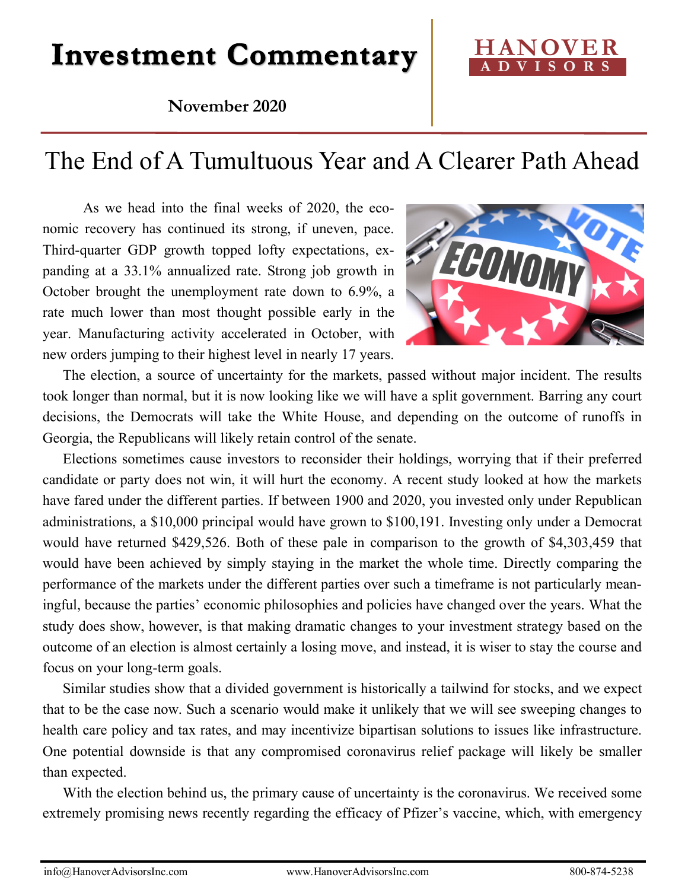# Investment Commentary

HANOVER ADVISORS

**November 2020**

## The End of A Tumultuous Year and A Clearer Path Ahead

As we head into the final weeks of 2020, the economic recovery has continued its strong, if uneven, pace. Third-quarter GDP growth topped lofty expectations, expanding at a 33.1% annualized rate. Strong job growth in October brought the unemployment rate down to 6.9%, a rate much lower than most thought possible early in the year. Manufacturing activity accelerated in October, with new orders jumping to their highest level in nearly 17 years.

The election, a source of uncertainty for the markets, passed without major incident. The results took longer than normal, but it is now looking like we will have a split government. Barring any court decisions, the Democrats will take the White House, and depending on the outcome of runoffs in Georgia, the Republicans will likely retain control of the senate.

Elections sometimes cause investors to reconsider their holdings, worrying that if their preferred candidate or party does not win, it will hurt the economy. A recent study looked at how the markets have fared under the different parties. If between 1900 and 2020, you invested only under Republican administrations, a $10,000 principal would have grown to $100,191. Investing only under a Democrat would have returned $429,526. Both of these pale in comparison to the growth of $4,303,459 that would have been achieved by simply staying in the market the whole time. Directly comparing the performance of the markets under the different parties over such a timeframe is not particularly meaningful, because the parties' economic philosophies and policies have changed over the years. What the study does show, however, is that making dramatic changes to your investment strategy based on the outcome of an election is almost certainly a losing move, and instead, it is wiser to stay the course and focus on your long-term goals.

Similar studies show that a divided government is historically a tailwind for stocks, and we expect that to be the case now. Such a scenario would make it unlikely that we will see sweeping changes to health care policy and tax rates, and may incentivize bipartisan solutions to issues like infrastructure. One potential downside is that any compromised coronavirus relief package will likely be smaller than expected.

With the election behind us, the primary cause of uncertainty is the coronavirus. We received some extremely promising news recently regarding the efficacy of Pfizer's vaccine, which, with emergency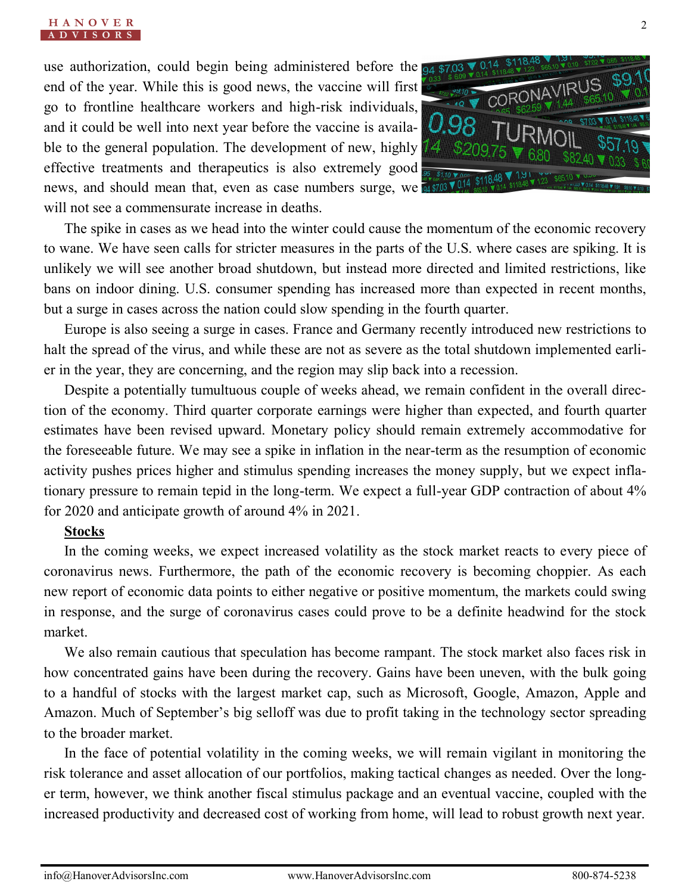use authorization, could begin being administered before the end of the year. While this is good news, the vaccine will first go to frontline healthcare workers and high-risk individuals, and it could be well into next year before the vaccine is available to the general population. The development of new, highly effective treatments and therapeutics is also extremely good news, and should mean that, even as case numbers surge, we will not see a commensurate increase in deaths.

The spike in cases as we head into the winter could cause the momentum of the economic recovery to wane. We have seen calls for stricter measures in the parts of the U.S. where cases are spiking. It is unlikely we will see another broad shutdown, but instead more directed and limited restrictions, like bans on indoor dining. U.S. consumer spending has increased more than expected in recent months, but a surge in cases across the nation could slow spending in the fourth quarter.

Europe is also seeing a surge in cases. France and Germany recently introduced new restrictions to halt the spread of the virus, and while these are not as severe as the total shutdown implemented earlier in the year, they are concerning, and the region may slip back into a recession.

Despite a potentially tumultuous couple of weeks ahead, we remain confident in the overall direction of the economy. Third quarter corporate earnings were higher than expected, and fourth quarter estimates have been revised upward. Monetary policy should remain extremely accommodative for the foreseeable future. We may see a spike in inflation in the near-term as the resumption of economic activity pushes prices higher and stimulus spending increases the money supply, but we expect inflationary pressure to remain tepid in the long-term. We expect a full-year GDP contraction of about 4% for 2020 and anticipate growth of around 4% in 2021.

**Stocks**

In the coming weeks, we expect increased volatility as the stock market reacts to every piece of coronavirus news. Furthermore, the path of the economic recovery is becoming choppier. As each new report of economic data points to either negative or positive momentum, the markets could swing in response, and the surge of coronavirus cases could prove to be a definite headwind for the stock market.

We also remain cautious that speculation has become rampant. The stock market also faces risk in how concentrated gains have been during the recovery. Gains have been uneven, with the bulk going to a handful of stocks with the largest market cap, such as Microsoft, Google, Amazon, Apple and Amazon. Much of September's big selloff was due to profit taking in the technology sector spreading to the broader market.

In the face of potential volatility in the coming weeks, we will remain vigilant in monitoring the risk tolerance and asset allocation of our portfolios, making tactical changes as needed. Over the longer term, however, we think another fiscal stimulus package and an eventual vaccine, coupled with the increased productivity and decreased cost of working from home, will lead to robust growth next year.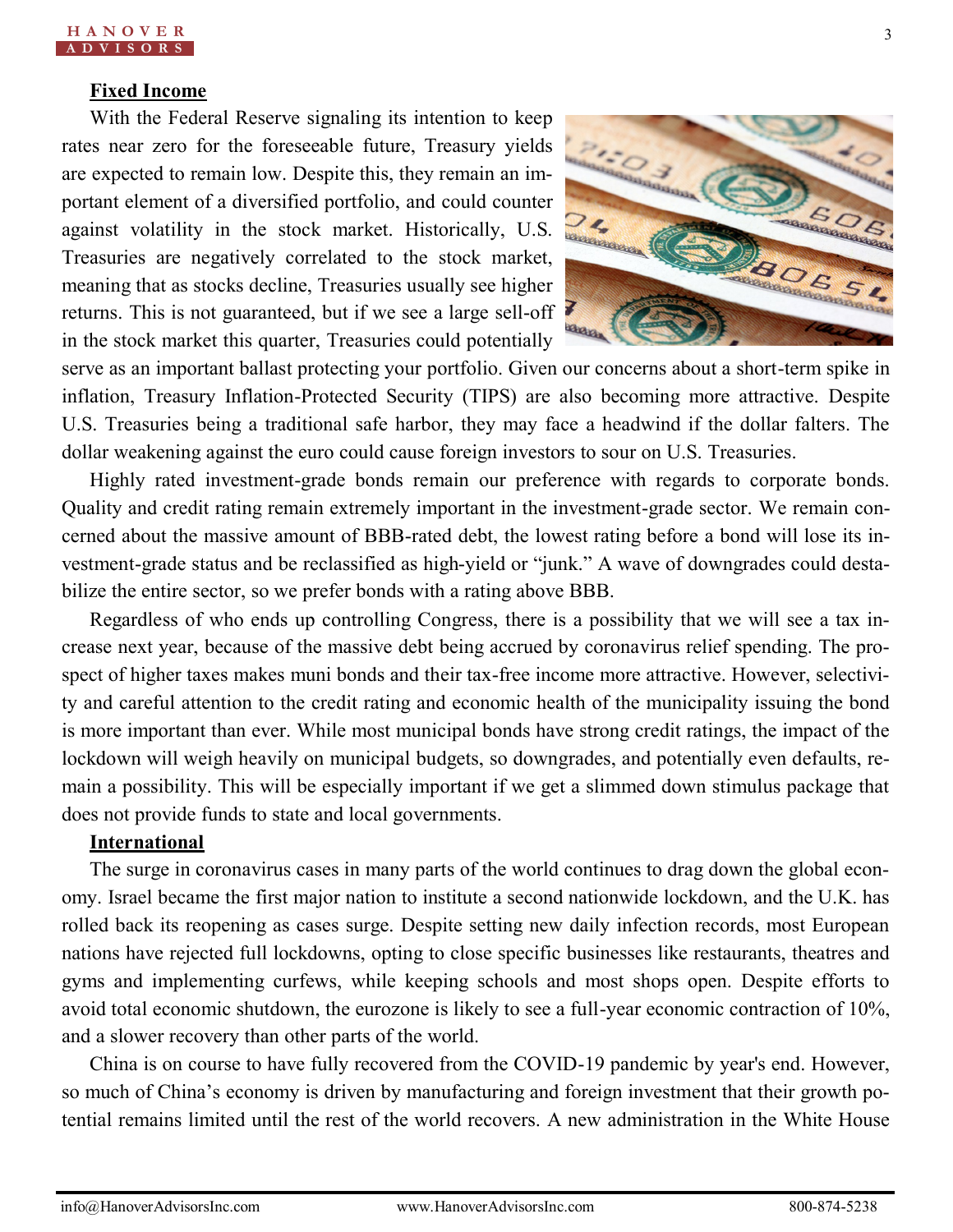## Fixed Income

With the Federal Reserve signaling its intention to keep rates near zero for the foreseeable future, Treasury yields are expected to remain low. Despite this, they remain an important element of a diversified portfolio, and could counter against volatility in the stock market. Historically, U.S. Treasuries are negatively correlated to the stock market, meaning that as stocks decline, Treasuries usually see higher returns. This is not guaranteed, but if we see a large sell-off in the stock market this quarter, Treasuries could potentially serve as an important ballast protecting your portfolio. Given our concerns about a short-term spike in inflation, Treasury Inflation-Protected Security (TIPS) are also becoming more attractive. Despite U.S. Treasuries being a traditional safe harbor, they may face a headwind if the dollar falters. The dollar weakening against the euro could cause foreign investors to sour on U.S. Treasuries.

Highly rated investment-grade bonds remain our preference with regards to corporate bonds. Quality and credit rating remain extremely important in the investment-grade sector. We remain concerned about the massive amount of BBB-rated debt, the lowest rating before a bond will lose its investment-grade status and be reclassified as high-yield or "junk." A wave of downgrades could destabilize the entire sector, so we prefer bonds with a rating above BBB.

Regardless of who ends up controlling Congress, there is a possibility that we will see a tax increase next year, because of the massive debt being accrued by coronavirus relief spending. The prospect of higher taxes makes muni bonds and their tax-free income more attractive. However, selectivity and careful attention to the credit rating and economic health of the municipality issuing the bond is more important than ever. While most municipal bonds have strong credit ratings, the impact of the lockdown will weigh heavily on municipal budgets, so downgrades, and potentially even defaults, remain a possibility. This will be especially important if we get a slimmed down stimulus package that does not provide funds to state and local governments.

## International

The surge in coronavirus cases in many parts of the world continues to drag down the global economy. Israel became the first major nation to institute a second nationwide lockdown, and the U.K. has rolled back its reopening as cases surge. Despite setting new daily infection records, most European nations have rejected full lockdowns, opting to close specific businesses like restaurants, theatres and gyms and implementing curfews, while keeping schools and most shops open. Despite efforts to avoid total economic shutdown, the eurozone is likely to see a full-year economic contraction of 10%, and a slower recovery than other parts of the world.

China is on course to have fully recovered from the COVID-19 pandemic by year's end. However, so much of China's economy is driven by manufacturing and foreign investment that their growth potential remains limited until the rest of the world recovers. A new administration in the White House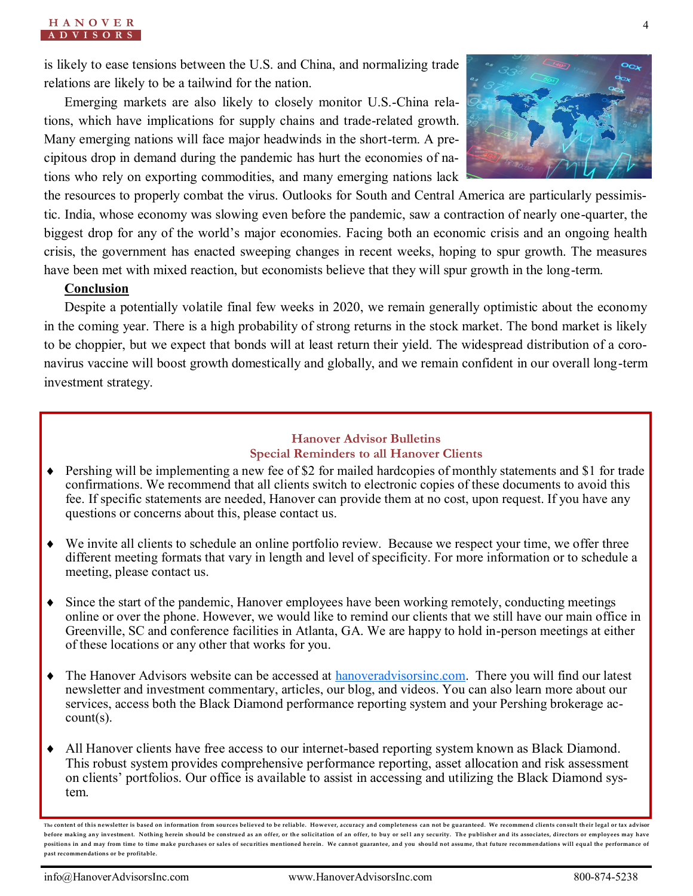is likely to ease tensions between the U.S. and China, and normalizing trade relations are likely to be a tailwind for the nation.

Emerging markets are also likely to closely monitor U.S.-China relations, which have implications for supply chains and trade-related growth. Many emerging nations will face major headwinds in the short-term. A precipitous drop in demand during the pandemic has hurt the economies of nations who rely on exporting commodities, and many emerging nations lack the resources to properly combat the virus. Outlooks for South and Central America are particularly pessimistic. India, whose economy was slowing even before the pandemic, saw a contraction of nearly one-quarter, the biggest drop for any of the world's major economies. Facing both an economic crisis and an ongoing health crisis, the government has enacted sweeping changes in recent weeks, hoping to spur growth. The measures have been met with mixed reaction, but economists believe that they will spur growth in the long-term.

**Conclusion**

Despite a potentially volatile final few weeks in 2020, we remain generally optimistic about the economy in the coming year. There is a high probability of strong returns in the stock market. The bond market is likely to be choppier, but we expect that bonds will at least return their yield. The widespread distribution of a coronavirus vaccine will boost growth domestically and globally, and we remain confident in our overall long-term investment strategy.

## Hanover Advisor Bulletins
## Special Reminders to all Hanover Clients

- Pershing will be implementing a new fee of $2 for mailed hardcopies of monthly statements and $1 for trade confirmations. We recommend that all clients switch to electronic copies of these documents to avoid this fee. If specific statements are needed, Hanover can provide them at no cost, upon request. If you have any questions or concerns about this, please contact us.

- We invite all clients to schedule an online portfolio review. Because we respect your time, we offer three different meeting formats that vary in length and level of specificity. For more information or to schedule a meeting, please contact us.

- Since the start of the pandemic, Hanover employees have been working remotely, conducting meetings online or over the phone. However, we would like to remind our clients that we still have our main office in Greenville, SC and conference facilities in Atlanta, GA. We are happy to hold in-person meetings at either of these locations or any other that works for you.

- The Hanover Advisors website can be accessed at hanoveradvisorsinc.com. There you will find our latest newsletter and investment commentary, articles, our blog, and videos. You can also learn more about our services, access both the Black Diamond performance reporting system and your Pershing brokerage account(s).

- All Hanover clients have free access to our internet-based reporting system known as Black Diamond. This robust system provides comprehensive performance reporting, asset allocation and risk assessment on clients' portfolios. Our office is available to assist in accessing and utilizing the Black Diamond system.

The content of this newsletter is based on information from sources believed to be reliable. However, accuracy and completeness can not be guaranteed. We recommend clients consult their legal or tax advisor before making any investment. Nothing herein should be construed as an offer, or the solicitation of an offer, to buy or sell any security. The publisher and its associates, directors or employees may have positions in and may from time to time make purchases or sales of securities mentioned herein. We cannot guarantee, and you should not assume, that future recommendations will equal the performance of past recommendations or be profitable.

info@HanoverAdvisorsInc.com www.HanoverAdvisorsInc.com 800-874-5238